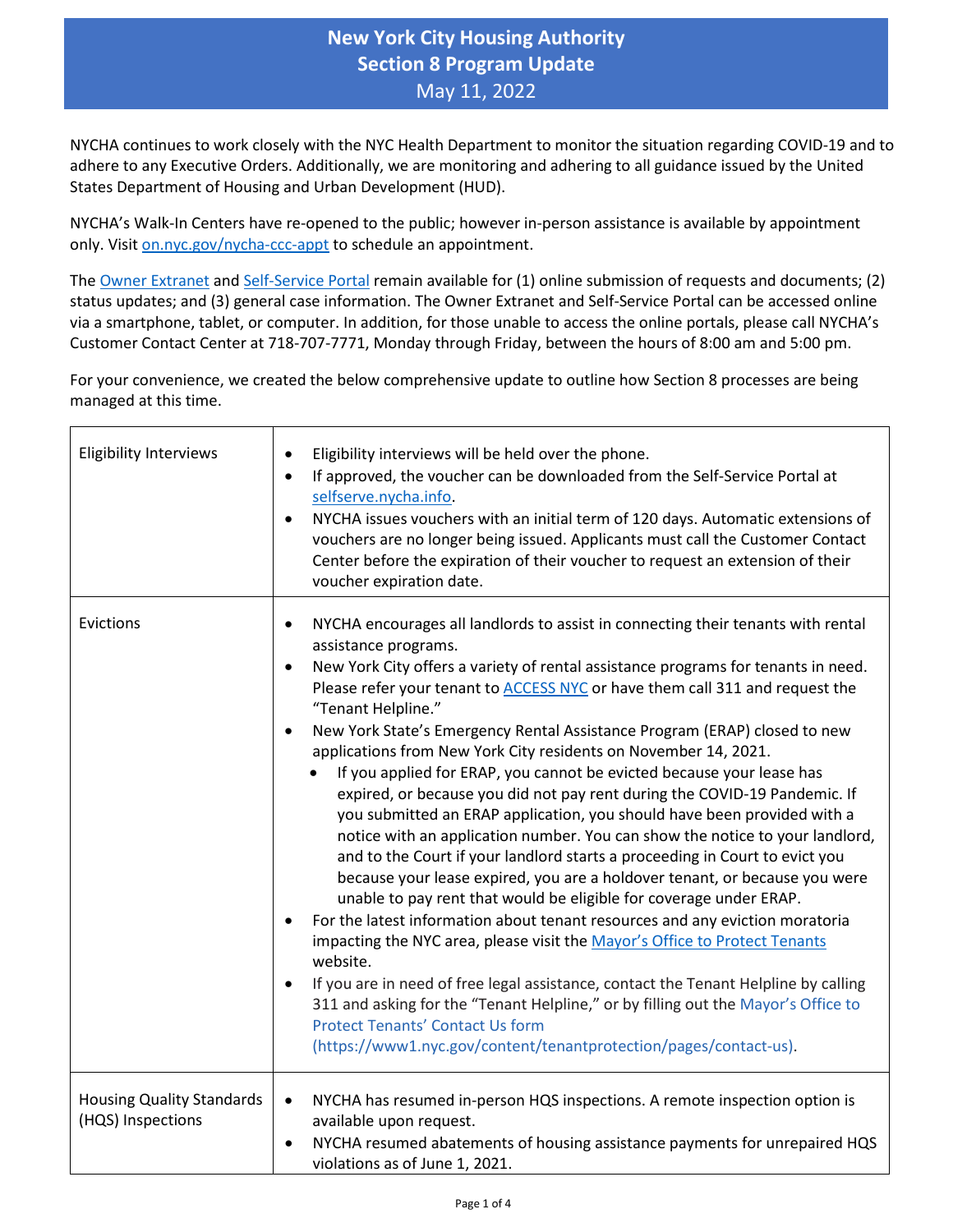# New York City Housing Authority
## Section 8 Program Update
May 11, 2022

NYCHA continues to work closely with the NYC Health Department to monitor the situation regarding COVID-19 and to adhere to any Executive Orders. Additionally, we are monitoring and adhering to all guidance issued by the United States Department of Housing and Urban Development (HUD).

NYCHA's Walk-In Centers have re-opened to the public; however in-person assistance is available by appointment only. Visit on.nyc.gov/nycha-ccc-appt to schedule an appointment.

The Owner Extranet and Self-Service Portal remain available for (1) online submission of requests and documents; (2) status updates; and (3) general case information. The Owner Extranet and Self-Service Portal can be accessed online via a smartphone, tablet, or computer. In addition, for those unable to access the online portals, please call NYCHA's Customer Contact Center at 718-707-7771, Monday through Friday, between the hours of 8:00 am and 5:00 pm.

For your convenience, we created the below comprehensive update to outline how Section 8 processes are being managed at this time.

| | |
|---|---|
| Eligibility Interviews | • Eligibility interviews will be held over the phone.<br>• If approved, the voucher can be downloaded from the Self-Service Portal at selfserve.nycha.info.<br>• NYCHA issues vouchers with an initial term of 120 days. Automatic extensions of vouchers are no longer being issued. Applicants must call the Customer Contact Center before the expiration of their voucher to request an extension of their voucher expiration date. |
| Evictions | • NYCHA encourages all landlords to assist in connecting their tenants with rental assistance programs.<br>• New York City offers a variety of rental assistance programs for tenants in need. Please refer your tenant to ACCESS NYC or have them call 311 and request the "Tenant Helpline."<br>• New York State's Emergency Rental Assistance Program (ERAP) closed to new applications from New York City residents on November 14, 2021.<br>&nbsp;&nbsp;&nbsp;&nbsp;• If you applied for ERAP, you cannot be evicted because your lease has expired, or because you did not pay rent during the COVID-19 Pandemic. If you submitted an ERAP application, you should have been provided with a notice with an application number. You can show the notice to your landlord, and to the Court if your landlord starts a proceeding in Court to evict you because your lease expired, you are a holdover tenant, or because you were unable to pay rent that would be eligible for coverage under ERAP.<br>• For the latest information about tenant resources and any eviction moratoria impacting the NYC area, please visit the Mayor's Office to Protect Tenants website.<br>• If you are in need of free legal assistance, contact the Tenant Helpline by calling 311 and asking for the "Tenant Helpline," or by filling out the Mayor's Office to Protect Tenants' Contact Us form (https://www1.nyc.gov/content/tenantprotection/pages/contact-us). |
| Housing Quality Standards (HQS) Inspections | • NYCHA has resumed in-person HQS inspections. A remote inspection option is available upon request.<br>• NYCHA resumed abatements of housing assistance payments for unrepaired HQS violations as of June 1, 2021. |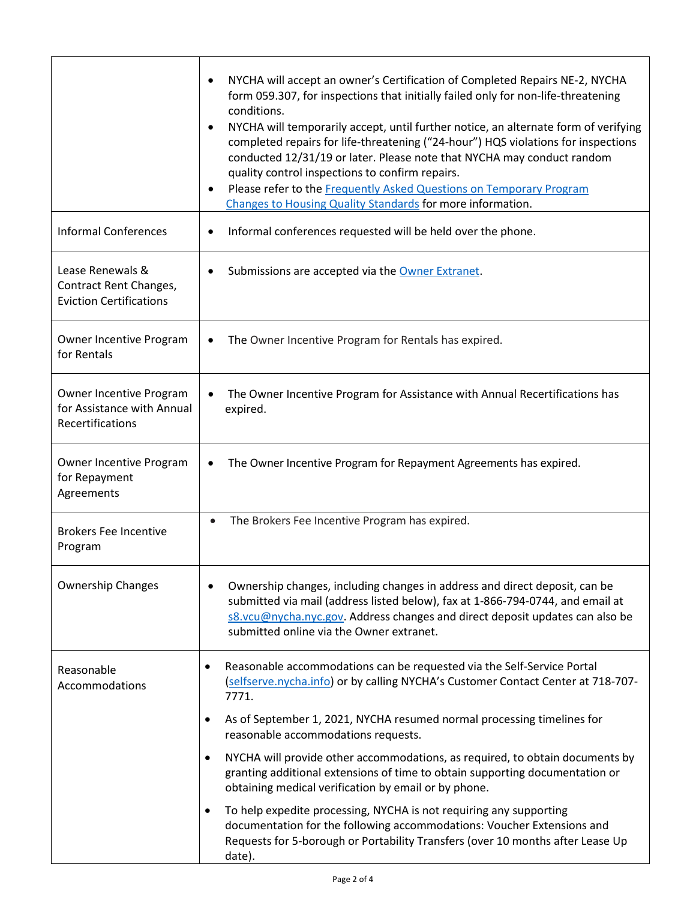| | |
|---|---|
| | • NYCHA will accept an owner's Certification of Completed Repairs NE-2, NYCHA form 059.307, for inspections that initially failed only for non-life-threatening conditions.<br>• NYCHA will temporarily accept, until further notice, an alternate form of verifying completed repairs for life-threatening ("24-hour") HQS violations for inspections conducted 12/31/19 or later. Please note that NYCHA may conduct random quality control inspections to confirm repairs.<br>• Please refer to the [Frequently Asked Questions on Temporary Program Changes to Housing Quality Standards]() for more information. |
| Informal Conferences | • Informal conferences requested will be held over the phone. |
| Lease Renewals & Contract Rent Changes, Eviction Certifications | • Submissions are accepted via the [Owner Extranet](). |
| Owner Incentive Program for Rentals | • The Owner Incentive Program for Rentals has expired. |
| Owner Incentive Program for Assistance with Annual Recertifications | • The Owner Incentive Program for Assistance with Annual Recertifications has expired. |
| Owner Incentive Program for Repayment Agreements | • The Owner Incentive Program for Repayment Agreements has expired. |
| Brokers Fee Incentive Program | • The Brokers Fee Incentive Program has expired. |
| Ownership Changes | • Ownership changes, including changes in address and direct deposit, can be submitted via mail (address listed below), fax at 1-866-794-0744, and email at s8.vcu@nycha.nyc.gov. Address changes and direct deposit updates can also be submitted online via the Owner extranet. |
| Reasonable Accommodations | • Reasonable accommodations can be requested via the Self-Service Portal (selfserve.nycha.info) or by calling NYCHA's Customer Contact Center at 718-707-7771.<br>• As of September 1, 2021, NYCHA resumed normal processing timelines for reasonable accommodations requests.<br>• NYCHA will provide other accommodations, as required, to obtain documents by granting additional extensions of time to obtain supporting documentation or obtaining medical verification by email or by phone.<br>• To help expedite processing, NYCHA is not requiring any supporting documentation for the following accommodations: Voucher Extensions and Requests for 5-borough or Portability Transfers (over 10 months after Lease Up date). |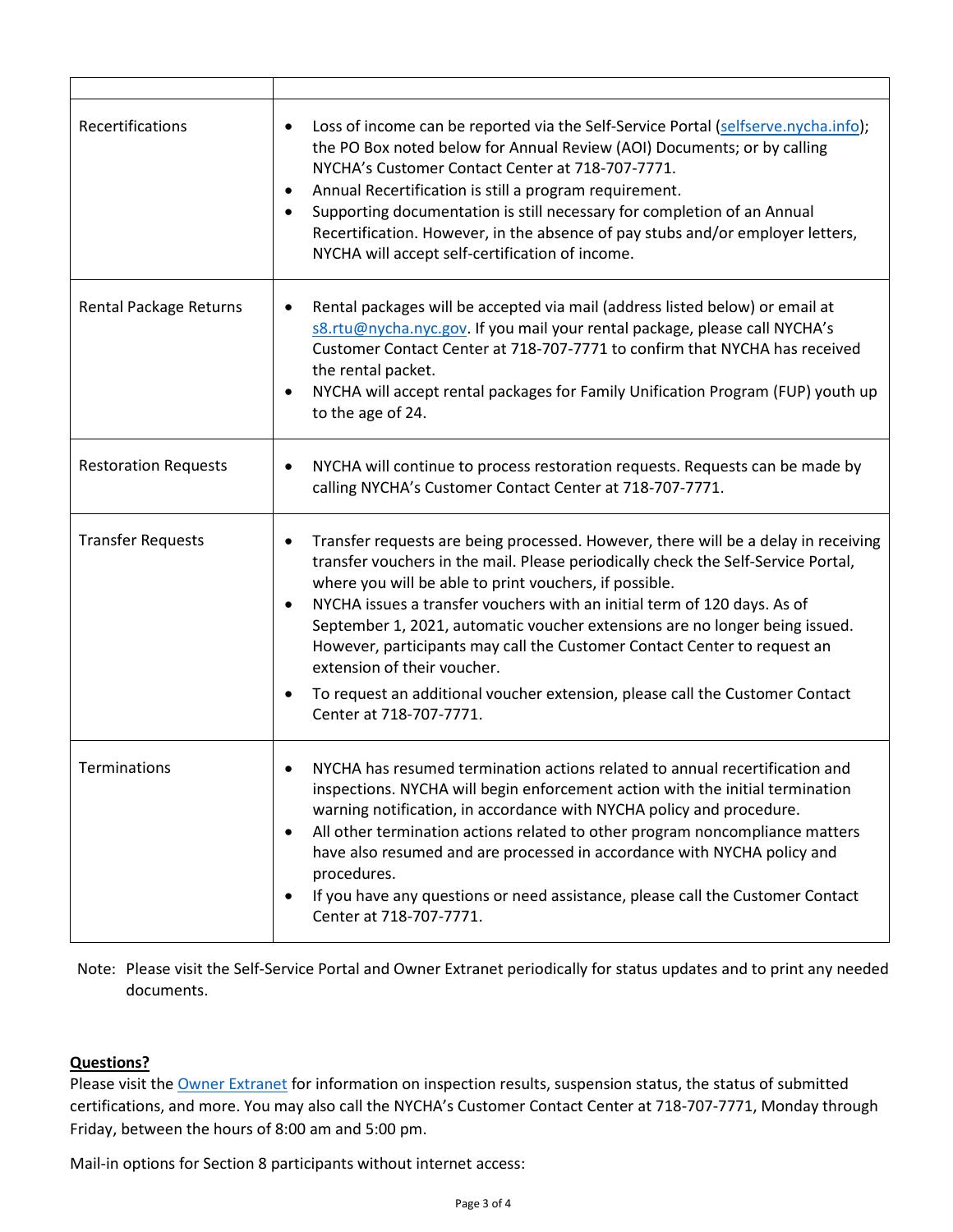| | |
|---|---|
| Recertifications | • Loss of income can be reported via the Self-Service Portal (selfserve.nycha.info); the PO Box noted below for Annual Review (AOI) Documents; or by calling NYCHA's Customer Contact Center at 718-707-7771.<br>• Annual Recertification is still a program requirement.<br>• Supporting documentation is still necessary for completion of an Annual Recertification. However, in the absence of pay stubs and/or employer letters, NYCHA will accept self-certification of income. |
| Rental Package Returns | • Rental packages will be accepted via mail (address listed below) or email at s8.rtu@nycha.nyc.gov. If you mail your rental package, please call NYCHA's Customer Contact Center at 718-707-7771 to confirm that NYCHA has received the rental packet.<br>• NYCHA will accept rental packages for Family Unification Program (FUP) youth up to the age of 24. |
| Restoration Requests | • NYCHA will continue to process restoration requests. Requests can be made by calling NYCHA's Customer Contact Center at 718-707-7771. |
| Transfer Requests | • Transfer requests are being processed. However, there will be a delay in receiving transfer vouchers in the mail. Please periodically check the Self-Service Portal, where you will be able to print vouchers, if possible.<br>• NYCHA issues a transfer vouchers with an initial term of 120 days. As of September 1, 2021, automatic voucher extensions are no longer being issued. However, participants may call the Customer Contact Center to request an extension of their voucher.<br>• To request an additional voucher extension, please call the Customer Contact Center at 718-707-7771. |
| Terminations | • NYCHA has resumed termination actions related to annual recertification and inspections. NYCHA will begin enforcement action with the initial termination warning notification, in accordance with NYCHA policy and procedure.<br>• All other termination actions related to other program noncompliance matters have also resumed and are processed in accordance with NYCHA policy and procedures.<br>• If you have any questions or need assistance, please call the Customer Contact Center at 718-707-7771. |

Note: Please visit the Self-Service Portal and Owner Extranet periodically for status updates and to print any needed documents.

**Questions?**

Please visit the Owner Extranet for information on inspection results, suspension status, the status of submitted certifications, and more. You may also call the NYCHA's Customer Contact Center at 718-707-7771, Monday through Friday, between the hours of 8:00 am and 5:00 pm.

Mail-in options for Section 8 participants without internet access: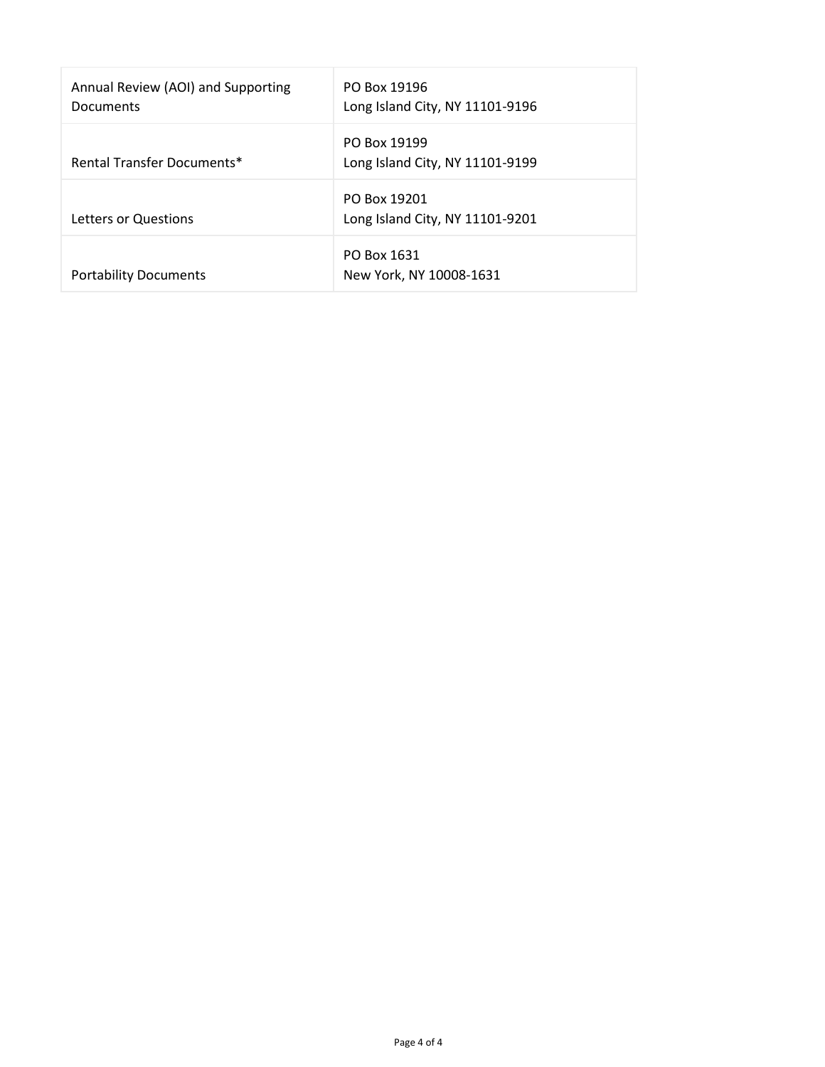| | |
|---|---|
| Annual Review (AOI) and Supporting Documents | PO Box 19196<br>Long Island City, NY 11101-9196 |
| Rental Transfer Documents* | PO Box 19199<br>Long Island City, NY 11101-9199 |
| Letters or Questions | PO Box 19201<br>Long Island City, NY 11101-9201 |
| Portability Documents | PO Box 1631<br>New York, NY 10008-1631 |